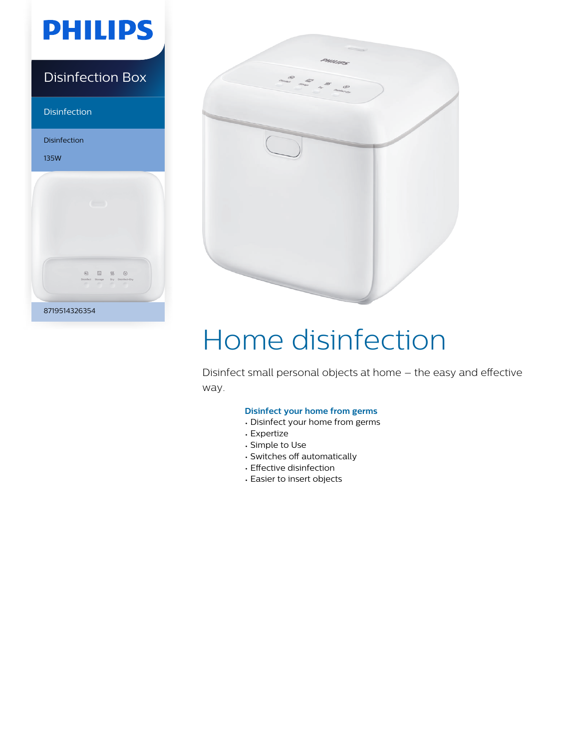PHILIPS

Disinfection Box

Disinfection

Disinfection

135W

8719514326354

# Home disinfection

Disinfect small personal objects at home – the easy and effective way.

### Disinfect your home from germs

- Disinfect your home from germs
- Expertize
- Simple to Use
- Switches off automatically
- Effective disinfection
- Easier to insert objects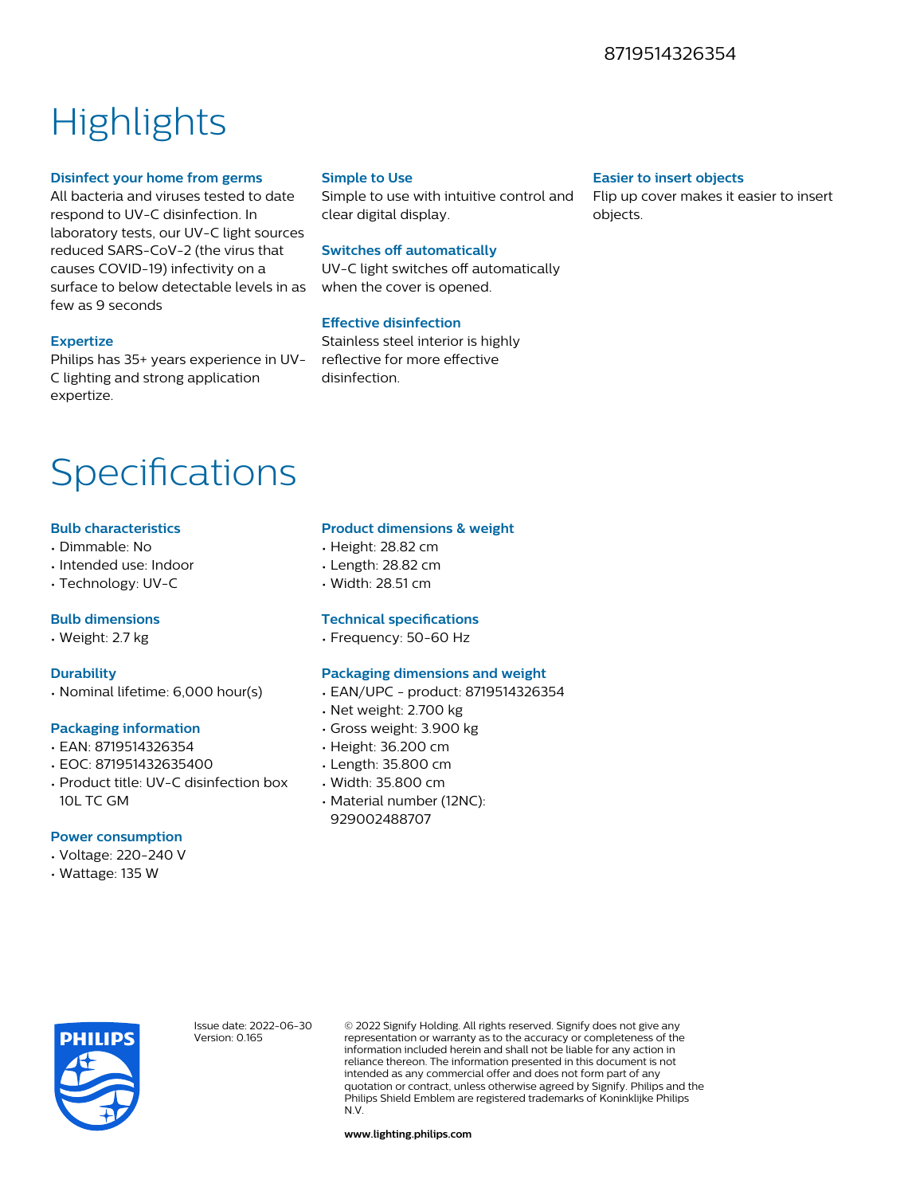8719514326354

# Highlights

### Disinfect your home from germs

All bacteria and viruses tested to date respond to UV-C disinfection. In laboratory tests, our UV-C light sources reduced SARS-CoV-2 (the virus that causes COVID-19) infectivity on a surface to below detectable levels in as few as 9 seconds

### Expertize

Philips has 35+ years experience in UV-C lighting and strong application expertize.

### Simple to Use

Simple to use with intuitive control and clear digital display.

### Switches off automatically

UV-C light switches off automatically when the cover is opened.

### Effective disinfection

Stainless steel interior is highly reflective for more effective disinfection.

### Easier to insert objects

Flip up cover makes it easier to insert objects.

# Specifications

### Bulb characteristics

- Dimmable: No
- Intended use: Indoor
- Technology: UV-C

### Bulb dimensions

- Weight: 2.7 kg

### Durability

- Nominal lifetime: 6,000 hour(s)

### Packaging information

- EAN: 8719514326354
- EOC: 871951432635400
- Product title: UV-C disinfection box 10L TC GM

### Power consumption

- Voltage: 220-240 V
- Wattage: 135 W

### Product dimensions & weight

- Height: 28.82 cm
- Length: 28.82 cm
- Width: 28.51 cm

### Technical specifications

- Frequency: 50-60 Hz

### Packaging dimensions and weight

- EAN/UPC - product: 8719514326354
- Net weight: 2.700 kg
- Gross weight: 3.900 kg
- Height: 36.200 cm
- Length: 35.800 cm
- Width: 35.800 cm
- Material number (12NC): 929002488707

Issue date: 2022-06-30
Version: 0.165

© 2022 Signify Holding. All rights reserved. Signify does not give any representation or warranty as to the accuracy or completeness of the information included herein and shall not be liable for any action in reliance thereon. The information presented in this document is not intended as any commercial offer and does not form part of any quotation or contract, unless otherwise agreed by Signify. Philips and the Philips Shield Emblem are registered trademarks of Koninklijke Philips N.V.

**www.lighting.philips.com**